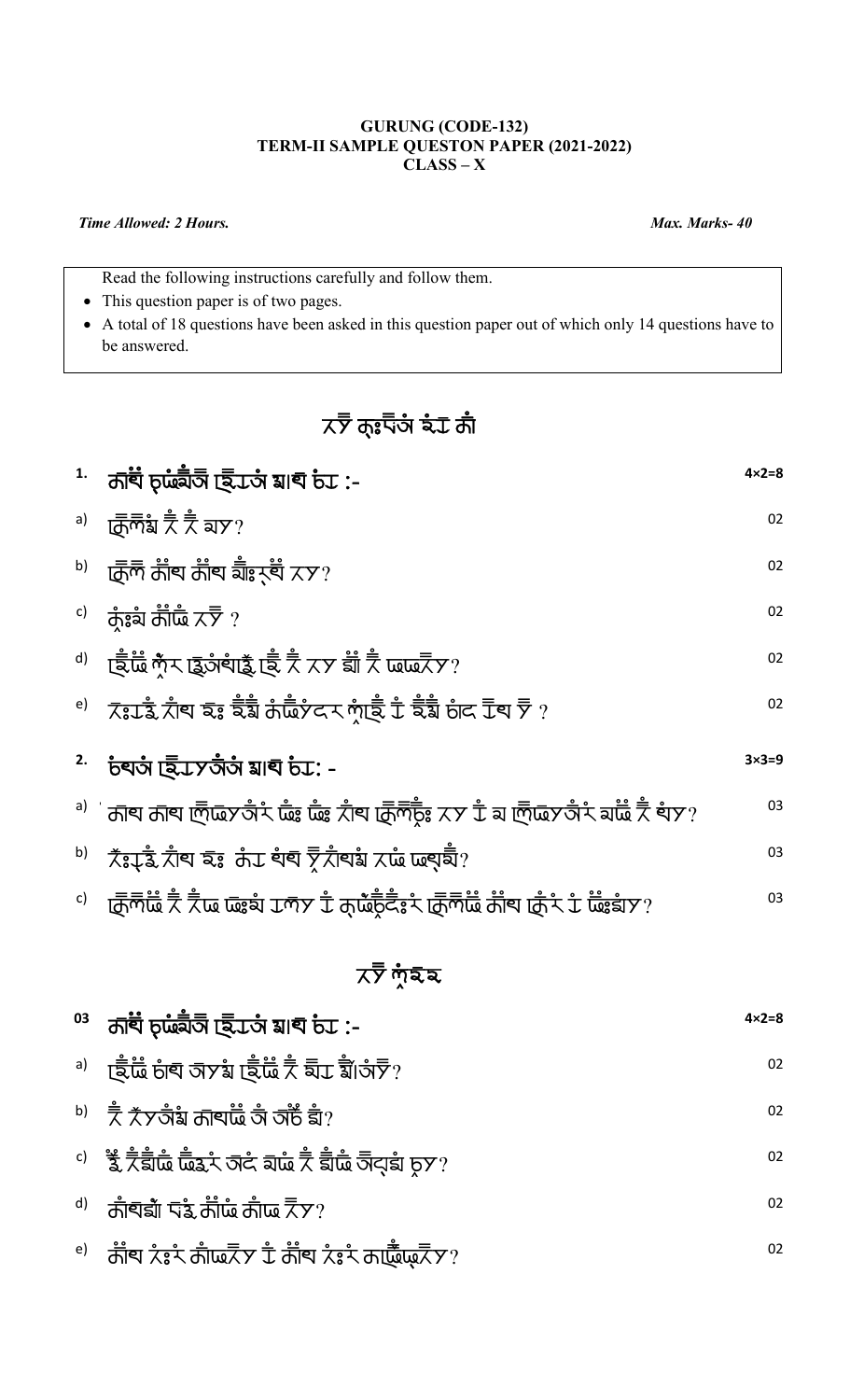**GURUNG (CODE-132)**
**TERM-II SAMPLE QUESTON PAPER (2021-2022)**
**CLASS – X**

*Time Allowed: 2 Hours.* *Max. Marks- 40*

Read the following instructions carefully and follow them.

- This question paper is of two pages.
- A total of 18 questions have been asked in this question paper out of which only 14 questions have to be answered.

# ཞཱྀ ཀཿཔིཨ ཨཾཏ ཀཾ

**1. ཀཱཐཾ ཅཡཱཾམིཾ ཨེཏཨཾ མཱཐ ཅཏ :-** **4×2=8**

a) ཀེཀཾམ ཞཱ ཞཱ ཨཡ? 02

b) ཀེཀ ཀཾཐ ཀཾཐ ཨཾཿཨཾ ཞཡ? 02

c) ཀུཿཨཾ ཀཾཡཾ ཞཱྀ ? 02

d) ཨེཡཾ ཀཱར ཨེཨཾཐཾཨཱི ཨེ ཞཱ ཞཡ ཨཾ ཞཱ ཡཡཞཡ? 02

e) ཞཿཏཱི ཞཾཐ ཨཿ ཨཾམ ཀཡཾཡདར ཀཱཨེ ཏཾ ཨཾམ ཅཾད ཏཱཐ ཡཱ ? 02

**2. ཅཐཨཾ ཨེཏཡཨཾཨཾ མཱཐ ཅཏ: -** **3×3=9**

a) ཀཐ ཀཐ ཀེཡཡཨཾར ཡཿ ཡཿ ཞཾཐ ཀེཀཾཿ ཞཡ ཏཾ ཨ ཀེཡཡཨཾར ཨཡཾ ཞཱ ཐཾཡ? 03

b) ཞཿཏཱི ཞཾཐ ཨཿ ཀཾཏ ཐཾཐ ཡཱཞཾཐམ ཞཡཾ ཡཐཱམཾ? 03

c) ཀེཀཡཾ ཞཱ ཞཡ ཡཿམ ཏཀཡ ཏཾ ཀཡཱཅཱཿར ཀེཀཡཾ ཀཾཐ ཀེར ཏཾ ཡཿམཡ? 03

# ཞཱྀ ཀཱཨཨ

**03 ཀཱཐཾ ཅཡཱཾམིཾ ཨེཏཨཾ མཱཐ ཅཏ :-** **4×2=8**

a) ཨེཡཾ ཅཾཐ ཨཡམ ཨེཡཾ ཞཱ ཨཏ མཾཨཾཡཱ? 02

b) ཞཱ ཞཡཨཾམ ཀཐཡཾ ཨཾ ཨཾཅ མཾ? 02

c) ཨཱི ཞཱམཾཡཾ ཡཨཾར ཨདཾ ཨཡཾ ཞཱ མཾཡཾ ཨདཱམ ཅཡ? 02

d) ཀཾཐམཾ ཨཱི ཀཾཡཾ ཀཾཡ ཞཡ? 02

e) ཀཾཐ ཞཿར ཀཾཡཞཡ ཏཾ ཀཾཐ ཞཿར ཀཡཾཡཞཡ? 02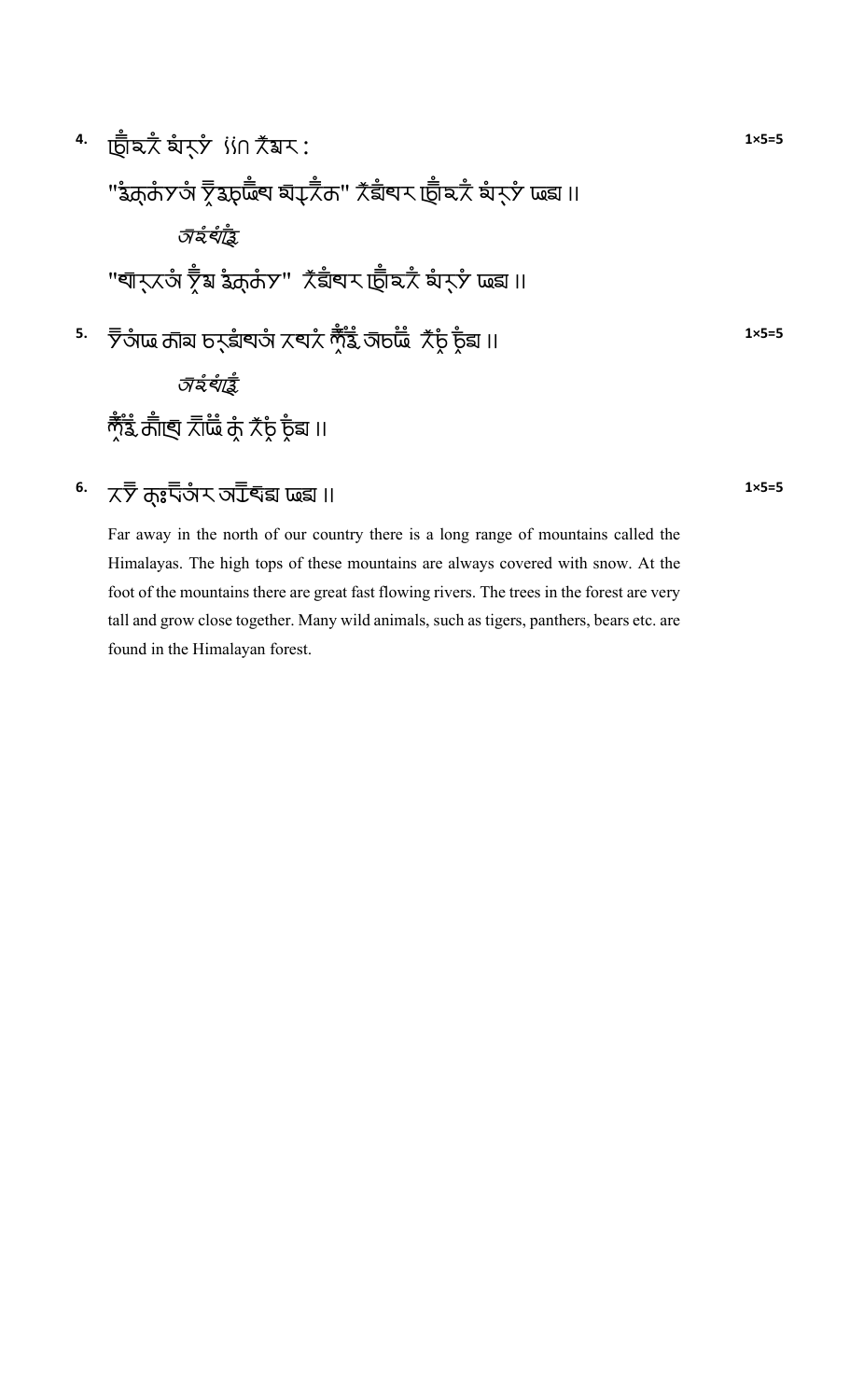4. ᤐᤡᤖᤠᤴ ᤛᤢᤀᤷᤠ ᥇᥇᥆ ᤗᤢᤒᤷ : **1×5=5**

"ᤋᤠᤰᤔᤠᤀᤠᤱ ᤔᤡᤔᤠᤧᤰ ᤜᤠᤶᤒᤠ" ᤗᤢᤒᤳᤷ ᤐᤡᤖᤠᤴ ᤛᤢᤀᤷᤠ ᤘᤠᤶ ॥

*ᤀᤠᤍᤢᤶᤒᤠ*

"ᤂᤠᤀᤷᤠᤱ ᤔᤡᤶ ᤋᤠᤰᤔᤠ" ᤗᤢᤒᤳᤷ ᤐᤡᤖᤠᤴ ᤛᤢᤀᤷᤠ ᤘᤠᤶ ॥

5. ᤕᤠᤱᤘ ᤁᤠᤶ ᤆᤀᤷᤢᤒᤳᤠᤱ ᤋᤠᤴ ᤗᤢᤶᤒ ᤀᤠᤆᤛ ᤗᤠᤶ ᤏᤡᤶ ॥ **1×5=5**

*ᤀᤠᤍᤢᤶᤒᤠ*

ᤗᤢᤶᤒ ᤁᤠᤂ ᤋᤠᤛ ᤔᤠ ᤗᤠᤶ ᤏᤡᤶ ॥

6. ᤋᤧ ᤔᤠᤜᤠᤀᤷ ᤀᤡᤂᤡᤶ ᤘᤠᤶ ॥ **1×5=5**

Far away in the north of our country there is a long range of mountains called the Himalayas. The high tops of these mountains are always covered with snow. At the foot of the mountains there are great fast flowing rivers. The trees in the forest are very tall and grow close together. Many wild animals, such as tigers, panthers, bears etc. are found in the Himalayan forest.